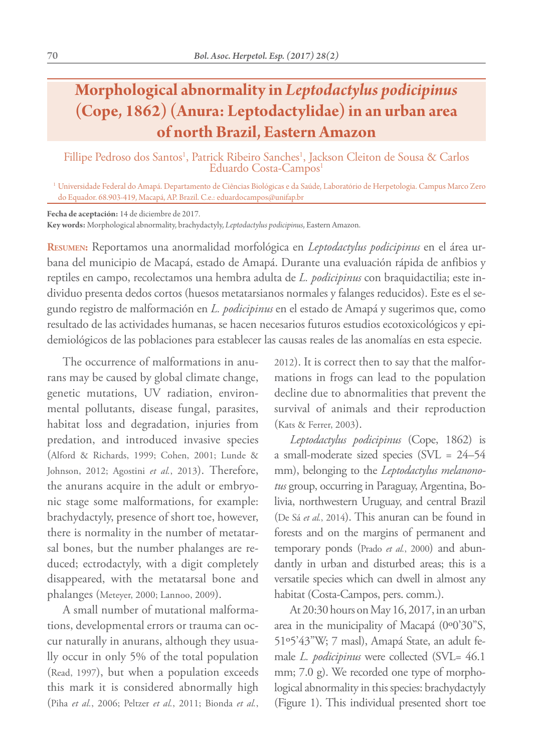# Morphological abnormality in *Leptodactylus podicipinus* (Cope, 1862) (Anura: Leptodactylidae) in an urban area of north Brazil, Eastern Amazon

Fillipe Pedroso dos Santos[1], Patrick Ribeiro Sanches[1], Jackson Cleiton de Sousa & Carlos Eduardo Costa-Campos[1]

[1] Universidade Federal do Amapá. Departamento de Ciências Biológicas e da Saúde, Laboratório de Herpetologia. Campus Marco Zero do Equador. 68.903-419, Macapá, AP. Brazil. C.e.: eduardocampos@unifap.br

**Fecha de aceptación:** 14 de diciembre de 2017.

**Key words:** Morphological abnormality, brachydactyly, *Leptodactylus podicipinus*, Eastern Amazon.

**Resumen:** Reportamos una anormalidad morfológica en *Leptodactylus podicipinus* en el área urbana del municipio de Macapá, estado de Amapá. Durante una evaluación rápida de anfibios y reptiles en campo, recolectamos una hembra adulta de *L. podicipinus* con braquidactilia; este individuo presenta dedos cortos (huesos metatarsianos normales y falanges reducidos). Este es el segundo registro de malformación en *L. podicipinus* en el estado de Amapá y sugerimos que, como resultado de las actividades humanas, se hacen necesarios futuros estudios ecotoxicológicos y epidemiológicos de las poblaciones para establecer las causas reales de las anomalías en esta especie.

The occurrence of malformations in anurans may be caused by global climate change, genetic mutations, UV radiation, environmental pollutants, disease fungal, parasites, habitat loss and degradation, injuries from predation, and introduced invasive species (Alford & Richards, 1999; Cohen, 2001; Lunde & Johnson, 2012; Agostini *et al.*, 2013). Therefore, the anurans acquire in the adult or embryonic stage some malformations, for example: brachydactyly, presence of short toe, however, there is normality in the number of metatarsal bones, but the number phalanges are reduced; ectrodactyly, with a digit completely disappeared, with the metatarsal bone and phalanges (Meteyer, 2000; Lannoo, 2009).

A small number of mutational malformations, developmental errors or trauma can occur naturally in anurans, although they usually occur in only 5% of the total population (Read, 1997), but when a population exceeds this mark it is considered abnormally high (Piha *et al.*, 2006; Peltzer *et al.*, 2011; Bionda *et al.*, 2012). It is correct then to say that the malformations in frogs can lead to the population decline due to abnormalities that prevent the survival of animals and their reproduction (Kats & Ferrer, 2003).

*Leptodactylus podicipinus* (Cope, 1862) is a small-moderate sized species (SVL = 24–54 mm), belonging to the *Leptodactylus melanonotus* group, occurring in Paraguay, Argentina, Bolivia, northwestern Uruguay, and central Brazil (De Sá *et al.*, 2014). This anuran can be found in forests and on the margins of permanent and temporary ponds (Prado *et al.*, 2000) and abundantly in urban and disturbed areas; this is a versatile species which can dwell in almost any habitat (Costa-Campos, pers. comm.).

At 20:30 hours on May 16, 2017, in an urban area in the municipality of Macapá (0º0'30"S, 51º5'43"W; 7 masl), Amapá State, an adult female *L. podicipinus* were collected (SVL= 46.1 mm; 7.0 g). We recorded one type of morphological abnormality in this species: brachydactyly (Figure 1). This individual presented short toe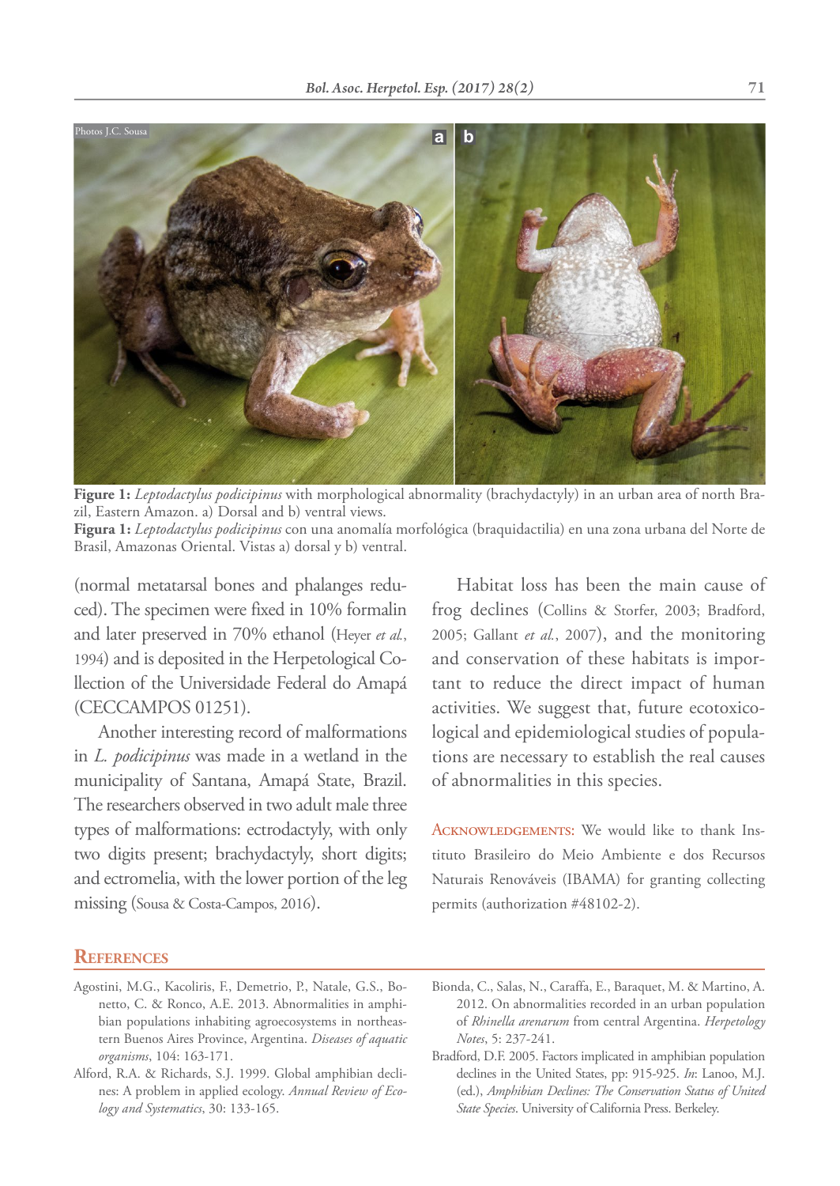**Figure 1:** *Leptodactylus podicipinus* with morphological abnormality (brachydactyly) in an urban area of north Brazil, Eastern Amazon. a) Dorsal and b) ventral views.

**Figura 1:** *Leptodactylus podicipinus* con una anomalía morfológica (braquidactilia) en una zona urbana del Norte de Brasil, Amazonas Oriental. Vistas a) dorsal y b) ventral.

(normal metatarsal bones and phalanges reduced). The specimen were fixed in 10% formalin and later preserved in 70% ethanol (Heyer *et al.*, 1994) and is deposited in the Herpetological Collection of the Universidade Federal do Amapá (CECCAMPOS 01251).

Another interesting record of malformations in *L. podicipinus* was made in a wetland in the municipality of Santana, Amapá State, Brazil. The researchers observed in two adult male three types of malformations: ectrodactyly, with only two digits present; brachydactyly, short digits; and ectromelia, with the lower portion of the leg missing (Sousa & Costa-Campos, 2016).

Habitat loss has been the main cause of frog declines (Collins & Storfer, 2003; Bradford, 2005; Gallant *et al.*, 2007), and the monitoring and conservation of these habitats is important to reduce the direct impact of human activities. We suggest that, future ecotoxicological and epidemiological studies of populations are necessary to establish the real causes of abnormalities in this species.

**Acknowledgements:** We would like to thank Instituto Brasileiro do Meio Ambiente e dos Recursos Naturais Renováveis (IBAMA) for granting collecting permits (authorization #48102-2).

## References

Agostini, M.G., Kacoliris, F., Demetrio, P., Natale, G.S., Bonetto, C. & Ronco, A.E. 2013. Abnormalities in amphibian populations inhabiting agroecosystems in northeastern Buenos Aires Province, Argentina. *Diseases of aquatic organisms*, 104: 163-171.

Alford, R.A. & Richards, S.J. 1999. Global amphibian declines: A problem in applied ecology. *Annual Review of Ecology and Systematics*, 30: 133-165.

Bionda, C., Salas, N., Caraffa, E., Baraquet, M. & Martino, A. 2012. On abnormalities recorded in an urban population of *Rhinella arenarum* from central Argentina. *Herpetology Notes*, 5: 237-241.

Bradford, D.F. 2005. Factors implicated in amphibian population declines in the United States, pp: 915-925. *In*: Lanoo, M.J. (ed.), *Amphibian Declines: The Conservation Status of United State Species*. University of California Press. Berkeley.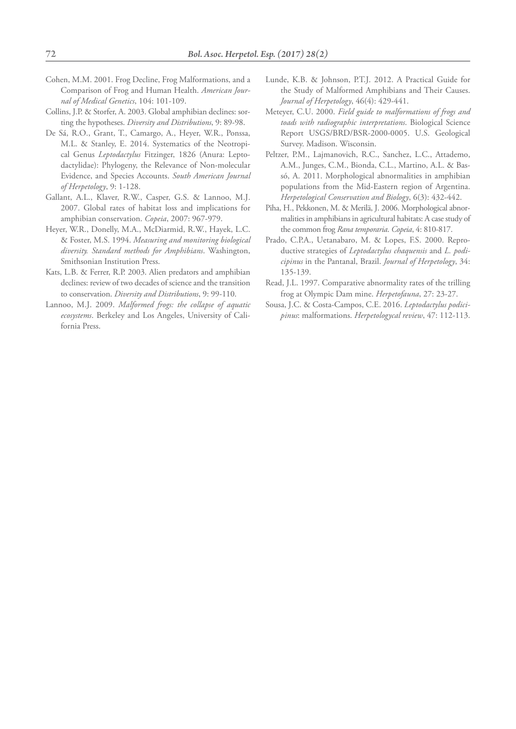Cohen, M.M. 2001. Frog Decline, Frog Malformations, and a Comparison of Frog and Human Health. *American Journal of Medical Genetics*, 104: 101-109.

Collins, J.P. & Storfer, A. 2003. Global amphibian declines: sorting the hypotheses. *Diversity and Distributions*, 9: 89-98.

De Sá, R.O., Grant, T., Camargo, A., Heyer, W.R., Ponssa, M.L. & Stanley, E. 2014. Systematics of the Neotropical Genus *Leptodactylus* Fitzinger, 1826 (Anura: Leptodactylidae): Phylogeny, the Relevance of Non-molecular Evidence, and Species Accounts. *South American Journal of Herpetology*, 9: 1-128.

Gallant, A.L., Klaver, R.W., Casper, G.S. & Lannoo, M.J. 2007. Global rates of habitat loss and implications for amphibian conservation. *Copeia*, 2007: 967-979.

Heyer, W.R., Donelly, M.A., McDiarmid, R.W., Hayek, L.C. & Foster, M.S. 1994. *Measuring and monitoring biological diversity. Standard methods for Amphibians*. Washington, Smithsonian Institution Press.

Kats, L.B. & Ferrer, R.P. 2003. Alien predators and amphibian declines: review of two decades of science and the transition to conservation. *Diversity and Distributions*, 9: 99-110.

Lannoo, M.J. 2009. *Malformed frogs: the collapse of aquatic ecosystems*. Berkeley and Los Angeles, University of California Press.

Lunde, K.B. & Johnson, P.T.J. 2012. A Practical Guide for the Study of Malformed Amphibians and Their Causes. *Journal of Herpetology*, 46(4): 429-441.

Meteyer, C.U. 2000. *Field guide to malformations of frogs and toads with radiographic interpretations*. Biological Science Report USGS/BRD/BSR-2000-0005. U.S. Geological Survey. Madison. Wisconsin.

Peltzer, P.M., Lajmanovich, R.C., Sanchez, L.C., Attademo, A.M., Junges, C.M., Bionda, C.L., Martino, A.L. & Bassó, A. 2011. Morphological abnormalities in amphibian populations from the Mid-Eastern region of Argentina. *Herpetological Conservation and Biology*, 6(3): 432-442.

Piha, H., Pekkonen, M. & Merilä, J. 2006. Morphological abnormalities in amphibians in agricultural habitats: A case study of the common frog *Rana temporaria*. *Copeia*, 4: 810-817.

Prado, C.P.A., Uetanabaro, M. & Lopes, F.S. 2000. Reproductive strategies of *Leptodactylus chaquensis* and *L. podicipinus* in the Pantanal, Brazil. *Journal of Herpetology*, 34: 135-139.

Read, J.L. 1997. Comparative abnormality rates of the trilling frog at Olympic Dam mine. *Herpetofauna*, 27: 23-27.

Sousa, J.C. & Costa-Campos, C.E. 2016. *Leptodactylus podicipinus*: malformations. *Herpetologycal review*, 47: 112-113.